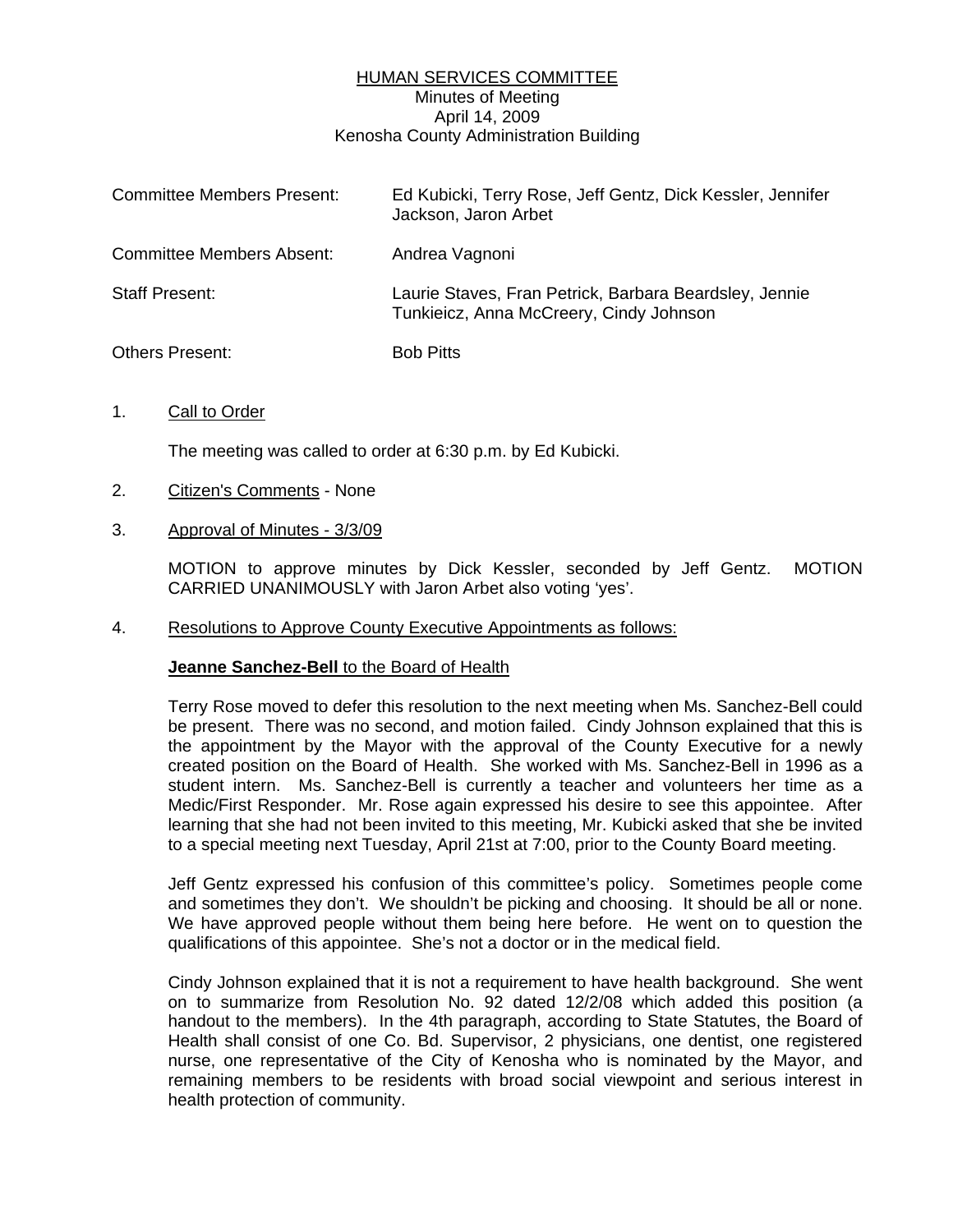# HUMAN SERVICES COMMITTEE

Minutes of Meeting
April 14, 2009
Kenosha County Administration Building

| | |
|---|---|
| Committee Members Present: | Ed Kubicki, Terry Rose, Jeff Gentz, Dick Kessler, Jennifer Jackson, Jaron Arbet |
| Committee Members Absent: | Andrea Vagnoni |
| Staff Present: | Laurie Staves, Fran Petrick, Barbara Beardsley, Jennie Tunkieicz, Anna McCreery, Cindy Johnson |
| Others Present: | Bob Pitts |

1. Call to Order

   The meeting was called to order at 6:30 p.m. by Ed Kubicki.

2. Citizen's Comments - None

3. Approval of Minutes - 3/3/09

   MOTION to approve minutes by Dick Kessler, seconded by Jeff Gentz. MOTION CARRIED UNANIMOUSLY with Jaron Arbet also voting 'yes'.

4. Resolutions to Approve County Executive Appointments as follows:

   **Jeanne Sanchez-Bell** to the Board of Health

   Terry Rose moved to defer this resolution to the next meeting when Ms. Sanchez-Bell could be present. There was no second, and motion failed. Cindy Johnson explained that this is the appointment by the Mayor with the approval of the County Executive for a newly created position on the Board of Health. She worked with Ms. Sanchez-Bell in 1996 as a student intern. Ms. Sanchez-Bell is currently a teacher and volunteers her time as a Medic/First Responder. Mr. Rose again expressed his desire to see this appointee. After learning that she had not been invited to this meeting, Mr. Kubicki asked that she be invited to a special meeting next Tuesday, April 21st at 7:00, prior to the County Board meeting.

   Jeff Gentz expressed his confusion of this committee's policy. Sometimes people come and sometimes they don't. We shouldn't be picking and choosing. It should be all or none. We have approved people without them being here before. He went on to question the qualifications of this appointee. She's not a doctor or in the medical field.

   Cindy Johnson explained that it is not a requirement to have health background. She went on to summarize from Resolution No. 92 dated 12/2/08 which added this position (a handout to the members). In the 4th paragraph, according to State Statutes, the Board of Health shall consist of one Co. Bd. Supervisor, 2 physicians, one dentist, one registered nurse, one representative of the City of Kenosha who is nominated by the Mayor, and remaining members to be residents with broad social viewpoint and serious interest in health protection of community.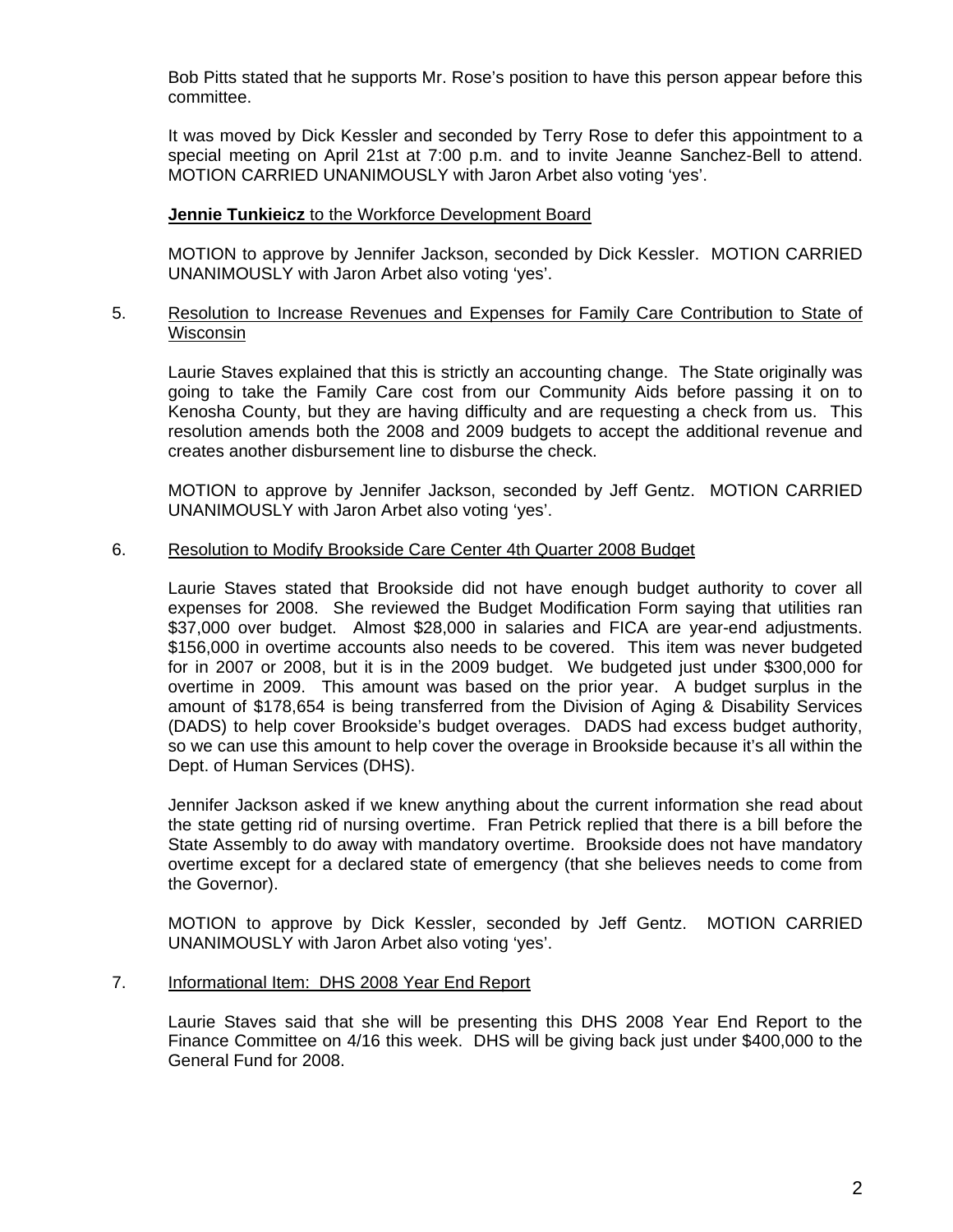Bob Pitts stated that he supports Mr. Rose's position to have this person appear before this committee.

It was moved by Dick Kessler and seconded by Terry Rose to defer this appointment to a special meeting on April 21st at 7:00 p.m. and to invite Jeanne Sanchez-Bell to attend. MOTION CARRIED UNANIMOUSLY with Jaron Arbet also voting 'yes'.

**Jennie Tunkieicz** to the Workforce Development Board

MOTION to approve by Jennifer Jackson, seconded by Dick Kessler. MOTION CARRIED UNANIMOUSLY with Jaron Arbet also voting 'yes'.

5. Resolution to Increase Revenues and Expenses for Family Care Contribution to State of Wisconsin

Laurie Staves explained that this is strictly an accounting change. The State originally was going to take the Family Care cost from our Community Aids before passing it on to Kenosha County, but they are having difficulty and are requesting a check from us. This resolution amends both the 2008 and 2009 budgets to accept the additional revenue and creates another disbursement line to disburse the check.

MOTION to approve by Jennifer Jackson, seconded by Jeff Gentz. MOTION CARRIED UNANIMOUSLY with Jaron Arbet also voting 'yes'.

6. Resolution to Modify Brookside Care Center 4th Quarter 2008 Budget

Laurie Staves stated that Brookside did not have enough budget authority to cover all expenses for 2008. She reviewed the Budget Modification Form saying that utilities ran $37,000 over budget. Almost $28,000 in salaries and FICA are year-end adjustments. $156,000 in overtime accounts also needs to be covered. This item was never budgeted for in 2007 or 2008, but it is in the 2009 budget. We budgeted just under $300,000 for overtime in 2009. This amount was based on the prior year. A budget surplus in the amount of $178,654 is being transferred from the Division of Aging & Disability Services (DADS) to help cover Brookside's budget overages. DADS had excess budget authority, so we can use this amount to help cover the overage in Brookside because it's all within the Dept. of Human Services (DHS).

Jennifer Jackson asked if we knew anything about the current information she read about the state getting rid of nursing overtime. Fran Petrick replied that there is a bill before the State Assembly to do away with mandatory overtime. Brookside does not have mandatory overtime except for a declared state of emergency (that she believes needs to come from the Governor).

MOTION to approve by Dick Kessler, seconded by Jeff Gentz. MOTION CARRIED UNANIMOUSLY with Jaron Arbet also voting 'yes'.

7. Informational Item: DHS 2008 Year End Report

Laurie Staves said that she will be presenting this DHS 2008 Year End Report to the Finance Committee on 4/16 this week. DHS will be giving back just under $400,000 to the General Fund for 2008.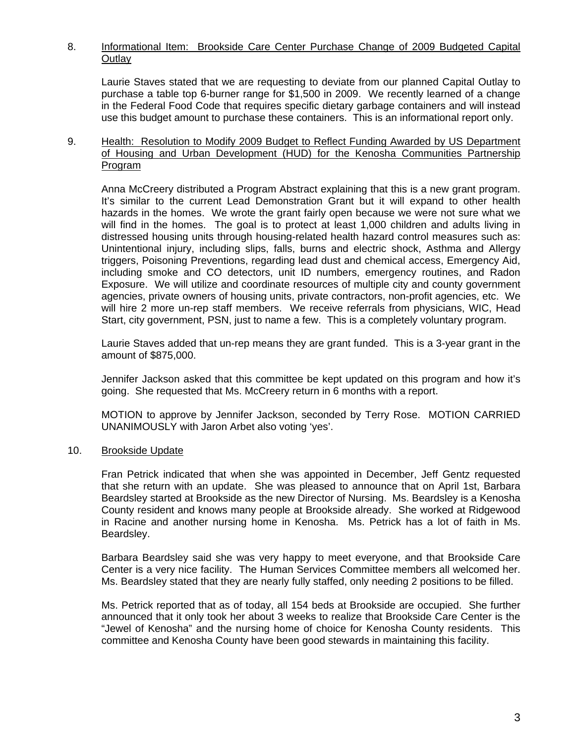8. Informational Item: Brookside Care Center Purchase Change of 2009 Budgeted Capital Outlay

Laurie Staves stated that we are requesting to deviate from our planned Capital Outlay to purchase a table top 6-burner range for $1,500 in 2009. We recently learned of a change in the Federal Food Code that requires specific dietary garbage containers and will instead use this budget amount to purchase these containers. This is an informational report only.

9. Health: Resolution to Modify 2009 Budget to Reflect Funding Awarded by US Department of Housing and Urban Development (HUD) for the Kenosha Communities Partnership Program

Anna McCreery distributed a Program Abstract explaining that this is a new grant program. It's similar to the current Lead Demonstration Grant but it will expand to other health hazards in the homes. We wrote the grant fairly open because we were not sure what we will find in the homes. The goal is to protect at least 1,000 children and adults living in distressed housing units through housing-related health hazard control measures such as: Unintentional injury, including slips, falls, burns and electric shock, Asthma and Allergy triggers, Poisoning Preventions, regarding lead dust and chemical access, Emergency Aid, including smoke and CO detectors, unit ID numbers, emergency routines, and Radon Exposure. We will utilize and coordinate resources of multiple city and county government agencies, private owners of housing units, private contractors, non-profit agencies, etc. We will hire 2 more un-rep staff members. We receive referrals from physicians, WIC, Head Start, city government, PSN, just to name a few. This is a completely voluntary program.

Laurie Staves added that un-rep means they are grant funded. This is a 3-year grant in the amount of $875,000.

Jennifer Jackson asked that this committee be kept updated on this program and how it's going. She requested that Ms. McCreery return in 6 months with a report.

MOTION to approve by Jennifer Jackson, seconded by Terry Rose. MOTION CARRIED UNANIMOUSLY with Jaron Arbet also voting 'yes'.

10. Brookside Update

Fran Petrick indicated that when she was appointed in December, Jeff Gentz requested that she return with an update. She was pleased to announce that on April 1st, Barbara Beardsley started at Brookside as the new Director of Nursing. Ms. Beardsley is a Kenosha County resident and knows many people at Brookside already. She worked at Ridgewood in Racine and another nursing home in Kenosha. Ms. Petrick has a lot of faith in Ms. Beardsley.

Barbara Beardsley said she was very happy to meet everyone, and that Brookside Care Center is a very nice facility. The Human Services Committee members all welcomed her. Ms. Beardsley stated that they are nearly fully staffed, only needing 2 positions to be filled.

Ms. Petrick reported that as of today, all 154 beds at Brookside are occupied. She further announced that it only took her about 3 weeks to realize that Brookside Care Center is the "Jewel of Kenosha" and the nursing home of choice for Kenosha County residents. This committee and Kenosha County have been good stewards in maintaining this facility.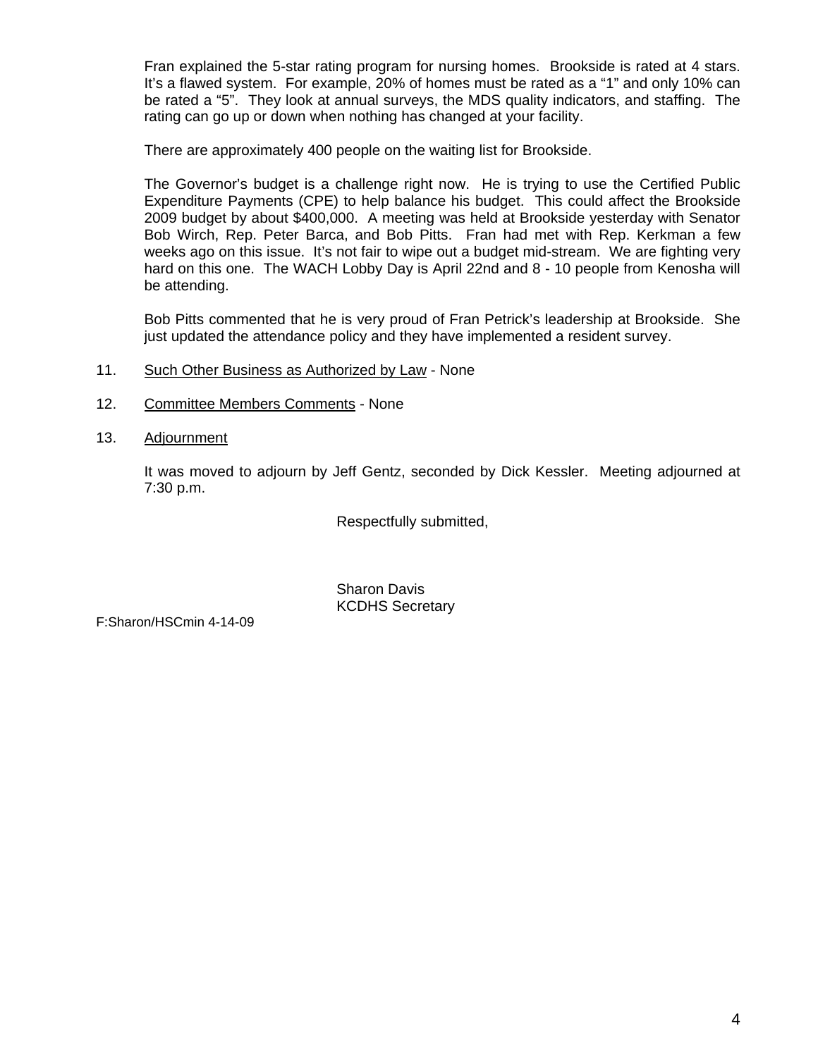Fran explained the 5-star rating program for nursing homes. Brookside is rated at 4 stars. It's a flawed system. For example, 20% of homes must be rated as a "1" and only 10% can be rated a "5". They look at annual surveys, the MDS quality indicators, and staffing. The rating can go up or down when nothing has changed at your facility.

There are approximately 400 people on the waiting list for Brookside.

The Governor's budget is a challenge right now. He is trying to use the Certified Public Expenditure Payments (CPE) to help balance his budget. This could affect the Brookside 2009 budget by about $400,000. A meeting was held at Brookside yesterday with Senator Bob Wirch, Rep. Peter Barca, and Bob Pitts. Fran had met with Rep. Kerkman a few weeks ago on this issue. It's not fair to wipe out a budget mid-stream. We are fighting very hard on this one. The WACH Lobby Day is April 22nd and 8 - 10 people from Kenosha will be attending.

Bob Pitts commented that he is very proud of Fran Petrick's leadership at Brookside. She just updated the attendance policy and they have implemented a resident survey.

11. <u>Such Other Business as Authorized by Law</u> - None

12. <u>Committee Members Comments</u> - None

13. <u>Adjournment</u>

It was moved to adjourn by Jeff Gentz, seconded by Dick Kessler. Meeting adjourned at 7:30 p.m.

Respectfully submitted,

Sharon Davis
KCDHS Secretary

F:Sharon/HSCmin 4-14-09